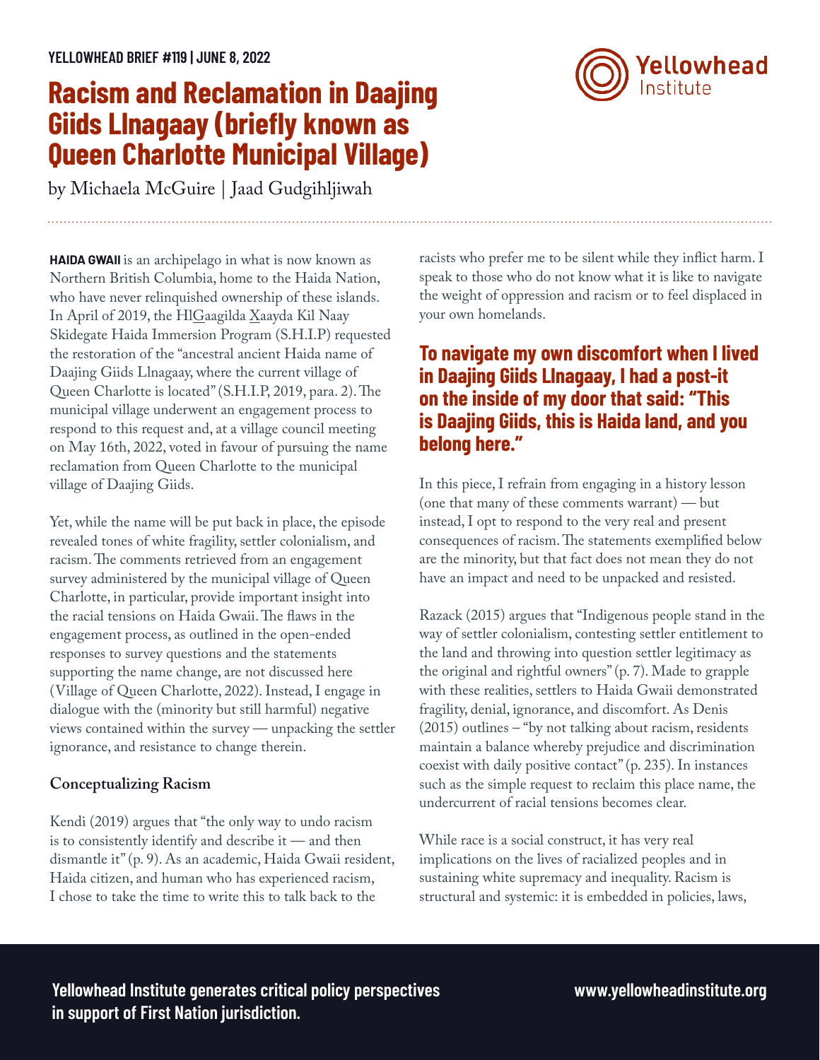YELLOWHEAD BRIEF #119 | JUNE 8, 2022

# Racism and Reclamation in Daajing Giids Llnagaay (briefly known as Queen Charlotte Municipal Village)

by Michaela McGuire | Jaad Gudgihljiwah

**HAIDA GWAII** is an archipelago in what is now known as Northern British Columbia, home to the Haida Nation, who have never relinquished ownership of these islands. In April of 2019, the HlGaagilda Xaayda Kil Naay Skidegate Haida Immersion Program (S.H.I.P) requested the restoration of the "ancestral ancient Haida name of Daajing Giids Llnagaay, where the current village of Queen Charlotte is located" (S.H.I.P, 2019, para. 2). The municipal village underwent an engagement process to respond to this request and, at a village council meeting on May 16th, 2022, voted in favour of pursuing the name reclamation from Queen Charlotte to the municipal village of Daajing Giids.

Yet, while the name will be put back in place, the episode revealed tones of white fragility, settler colonialism, and racism. The comments retrieved from an engagement survey administered by the municipal village of Queen Charlotte, in particular, provide important insight into the racial tensions on Haida Gwaii. The flaws in the engagement process, as outlined in the open-ended responses to survey questions and the statements supporting the name change, are not discussed here (Village of Queen Charlotte, 2022). Instead, I engage in dialogue with the (minority but still harmful) negative views contained within the survey — unpacking the settler ignorance, and resistance to change therein.

### Conceptualizing Racism

Kendi (2019) argues that "the only way to undo racism is to consistently identify and describe it — and then dismantle it" (p. 9). As an academic, Haida Gwaii resident, Haida citizen, and human who has experienced racism, I chose to take the time to write this to talk back to the racists who prefer me to be silent while they inflict harm. I speak to those who do not know what it is like to navigate the weight of oppression and racism or to feel displaced in your own homelands.

**To navigate my own discomfort when I lived in Daajing Giids Llnagaay, I had a post-it on the inside of my door that said: "This is Daajing Giids, this is Haida land, and you belong here."**

In this piece, I refrain from engaging in a history lesson (one that many of these comments warrant) — but instead, I opt to respond to the very real and present consequences of racism. The statements exemplified below are the minority, but that fact does not mean they do not have an impact and need to be unpacked and resisted.

Razack (2015) argues that "Indigenous people stand in the way of settler colonialism, contesting settler entitlement to the land and throwing into question settler legitimacy as the original and rightful owners" (p. 7). Made to grapple with these realities, settlers to Haida Gwaii demonstrated fragility, denial, ignorance, and discomfort. As Denis (2015) outlines – "by not talking about racism, residents maintain a balance whereby prejudice and discrimination coexist with daily positive contact" (p. 235). In instances such as the simple request to reclaim this place name, the undercurrent of racial tensions becomes clear.

While race is a social construct, it has very real implications on the lives of racialized peoples and in sustaining white supremacy and inequality. Racism is structural and systemic: it is embedded in policies, laws,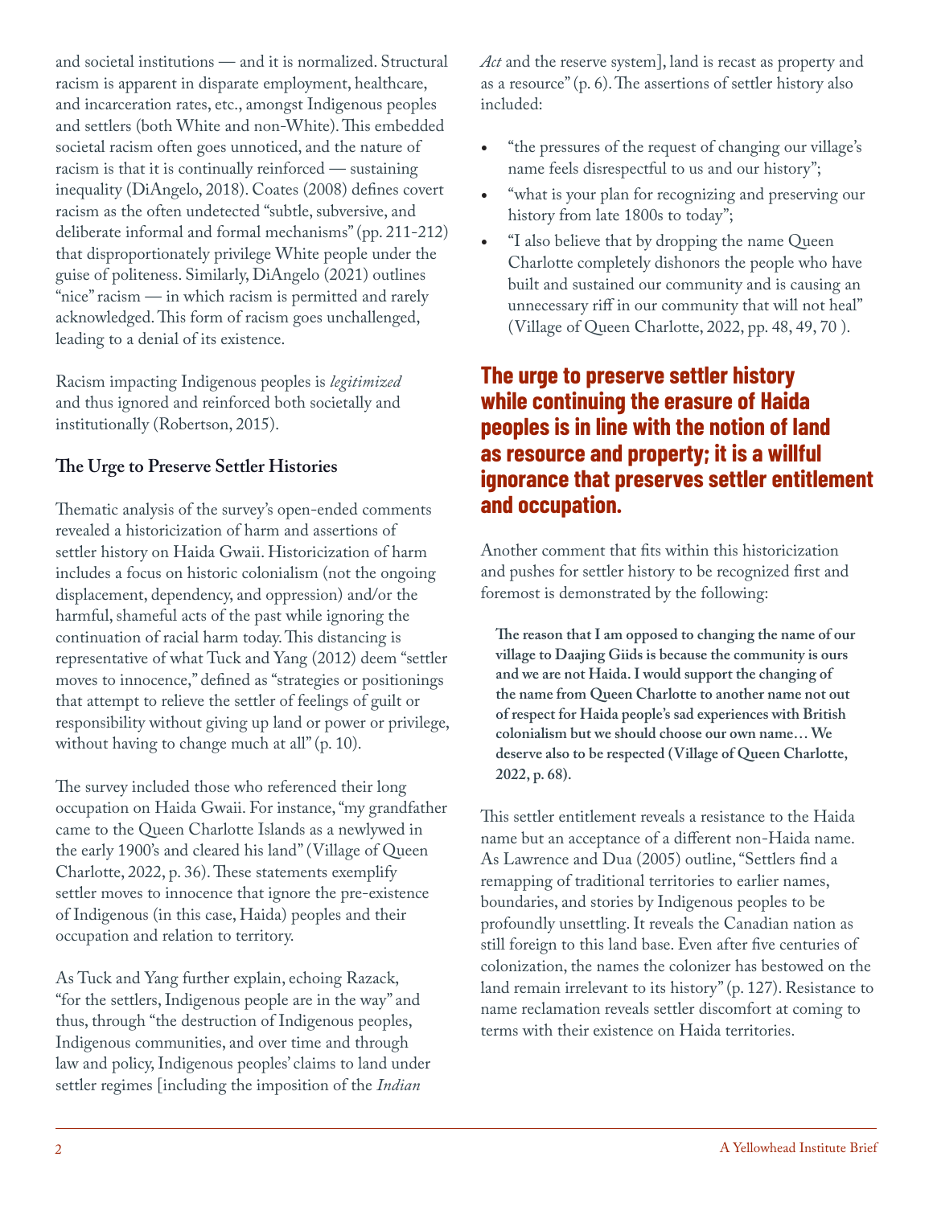and societal institutions — and it is normalized. Structural racism is apparent in disparate employment, healthcare, and incarceration rates, etc., amongst Indigenous peoples and settlers (both White and non-White). This embedded societal racism often goes unnoticed, and the nature of racism is that it is continually reinforced — sustaining inequality (DiAngelo, 2018). Coates (2008) defines covert racism as the often undetected "subtle, subversive, and deliberate informal and formal mechanisms" (pp. 211-212) that disproportionately privilege White people under the guise of politeness. Similarly, DiAngelo (2021) outlines "nice" racism — in which racism is permitted and rarely acknowledged. This form of racism goes unchallenged, leading to a denial of its existence.

Racism impacting Indigenous peoples is *legitimized* and thus ignored and reinforced both societally and institutionally (Robertson, 2015).

### The Urge to Preserve Settler Histories

Thematic analysis of the survey's open-ended comments revealed a historicization of harm and assertions of settler history on Haida Gwaii. Historicization of harm includes a focus on historic colonialism (not the ongoing displacement, dependency, and oppression) and/or the harmful, shameful acts of the past while ignoring the continuation of racial harm today. This distancing is representative of what Tuck and Yang (2012) deem "settler moves to innocence," defined as "strategies or positionings that attempt to relieve the settler of feelings of guilt or responsibility without giving up land or power or privilege, without having to change much at all" (p. 10).

The survey included those who referenced their long occupation on Haida Gwaii. For instance, "my grandfather came to the Queen Charlotte Islands as a newlywed in the early 1900's and cleared his land" (Village of Queen Charlotte, 2022, p. 36). These statements exemplify settler moves to innocence that ignore the pre-existence of Indigenous (in this case, Haida) peoples and their occupation and relation to territory.

As Tuck and Yang further explain, echoing Razack, "for the settlers, Indigenous people are in the way" and thus, through "the destruction of Indigenous peoples, Indigenous communities, and over time and through law and policy, Indigenous peoples' claims to land under settler regimes [including the imposition of the *Indian Act* and the reserve system], land is recast as property and as a resource" (p. 6). The assertions of settler history also included:

- "the pressures of the request of changing our village's name feels disrespectful to us and our history";
- "what is your plan for recognizing and preserving our history from late 1800s to today";
- "I also believe that by dropping the name Queen Charlotte completely dishonors the people who have built and sustained our community and is causing an unnecessary riff in our community that will not heal" (Village of Queen Charlotte, 2022, pp. 48, 49, 70 ).

**The urge to preserve settler history while continuing the erasure of Haida peoples is in line with the notion of land as resource and property; it is a willful ignorance that preserves settler entitlement and occupation.**

Another comment that fits within this historicization and pushes for settler history to be recognized first and foremost is demonstrated by the following:

> **The reason that I am opposed to changing the name of our village to Daajing Giids is because the community is ours and we are not Haida. I would support the changing of the name from Queen Charlotte to another name not out of respect for Haida people's sad experiences with British colonialism but we should choose our own name… We deserve also to be respected (Village of Queen Charlotte, 2022, p. 68).**

This settler entitlement reveals a resistance to the Haida name but an acceptance of a different non-Haida name. As Lawrence and Dua (2005) outline, "Settlers find a remapping of traditional territories to earlier names, boundaries, and stories by Indigenous peoples to be profoundly unsettling. It reveals the Canadian nation as still foreign to this land base. Even after five centuries of colonization, the names the colonizer has bestowed on the land remain irrelevant to its history" (p. 127). Resistance to name reclamation reveals settler discomfort at coming to terms with their existence on Haida territories.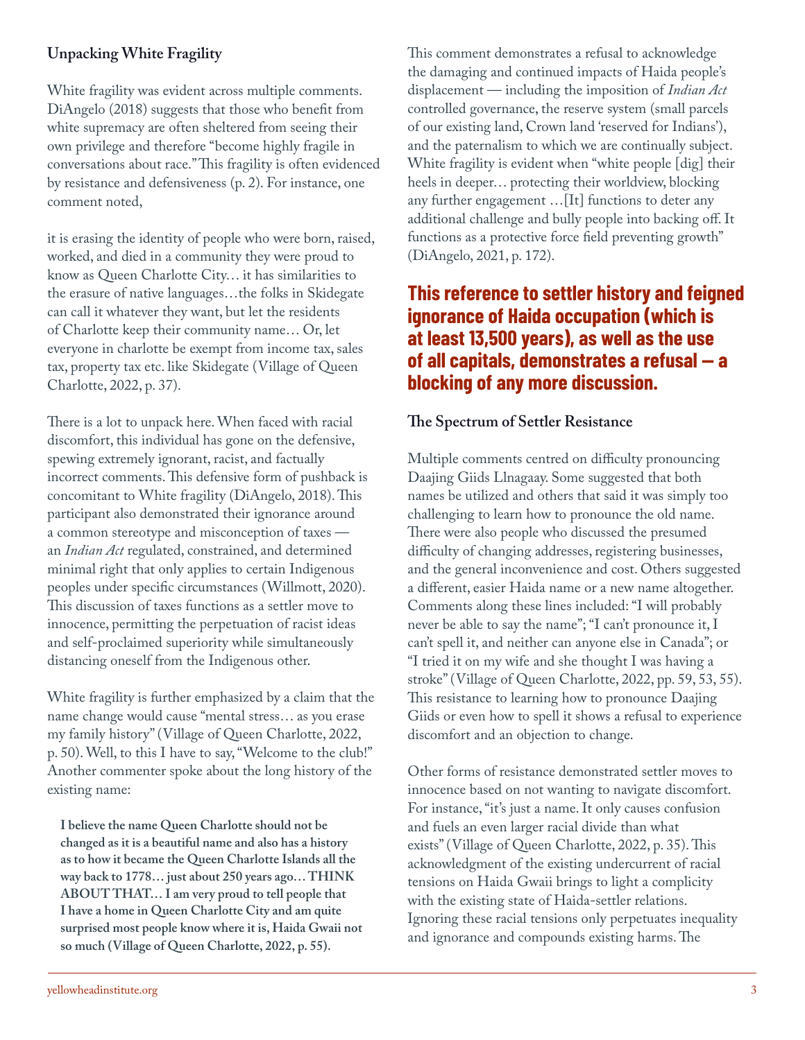### Unpacking White Fragility

White fragility was evident across multiple comments. DiAngelo (2018) suggests that those who benefit from white supremacy are often sheltered from seeing their own privilege and therefore "become highly fragile in conversations about race." This fragility is often evidenced by resistance and defensiveness (p. 2). For instance, one comment noted,

it is erasing the identity of people who were born, raised, worked, and died in a community they were proud to know as Queen Charlotte City… it has similarities to the erasure of native languages…the folks in Skidegate can call it whatever they want, but let the residents of Charlotte keep their community name… Or, let everyone in charlotte be exempt from income tax, sales tax, property tax etc. like Skidegate (Village of Queen Charlotte, 2022, p. 37).

There is a lot to unpack here. When faced with racial discomfort, this individual has gone on the defensive, spewing extremely ignorant, racist, and factually incorrect comments. This defensive form of pushback is concomitant to White fragility (DiAngelo, 2018). This participant also demonstrated their ignorance around a common stereotype and misconception of taxes — an *Indian Act* regulated, constrained, and determined minimal right that only applies to certain Indigenous peoples under specific circumstances (Willmott, 2020). This discussion of taxes functions as a settler move to innocence, permitting the perpetuation of racist ideas and self-proclaimed superiority while simultaneously distancing oneself from the Indigenous other.

White fragility is further emphasized by a claim that the name change would cause "mental stress… as you erase my family history" (Village of Queen Charlotte, 2022, p. 50). Well, to this I have to say, "Welcome to the club!" Another commenter spoke about the long history of the existing name:

> **I believe the name Queen Charlotte should not be changed as it is a beautiful name and also has a history as to how it became the Queen Charlotte Islands all the way back to 1778… just about 250 years ago… THINK ABOUT THAT… I am very proud to tell people that I have a home in Queen Charlotte City and am quite surprised most people know where it is, Haida Gwaii not so much (Village of Queen Charlotte, 2022, p. 55).**

This comment demonstrates a refusal to acknowledge the damaging and continued impacts of Haida people's displacement — including the imposition of *Indian Act* controlled governance, the reserve system (small parcels of our existing land, Crown land 'reserved for Indians'), and the paternalism to which we are continually subject. White fragility is evident when "white people [dig] their heels in deeper… protecting their worldview, blocking any further engagement …[It] functions to deter any additional challenge and bully people into backing off. It functions as a protective force field preventing growth" (DiAngelo, 2021, p. 172).

**This reference to settler history and feigned ignorance of Haida occupation (which is at least 13,500 years), as well as the use of all capitals, demonstrates a refusal — a blocking of any more discussion.**

### The Spectrum of Settler Resistance

Multiple comments centred on difficulty pronouncing Daajing Giids Llnagaay. Some suggested that both names be utilized and others that said it was simply too challenging to learn how to pronounce the old name. There were also people who discussed the presumed difficulty of changing addresses, registering businesses, and the general inconvenience and cost. Others suggested a different, easier Haida name or a new name altogether. Comments along these lines included: "I will probably never be able to say the name"; "I can't pronounce it, I can't spell it, and neither can anyone else in Canada"; or "I tried it on my wife and she thought I was having a stroke" (Village of Queen Charlotte, 2022, pp. 59, 53, 55). This resistance to learning how to pronounce Daajing Giids or even how to spell it shows a refusal to experience discomfort and an objection to change.

Other forms of resistance demonstrated settler moves to innocence based on not wanting to navigate discomfort. For instance, "it's just a name. It only causes confusion and fuels an even larger racial divide than what exists" (Village of Queen Charlotte, 2022, p. 35). This acknowledgment of the existing undercurrent of racial tensions on Haida Gwaii brings to light a complicity with the existing state of Haida-settler relations. Ignoring these racial tensions only perpetuates inequality and ignorance and compounds existing harms. The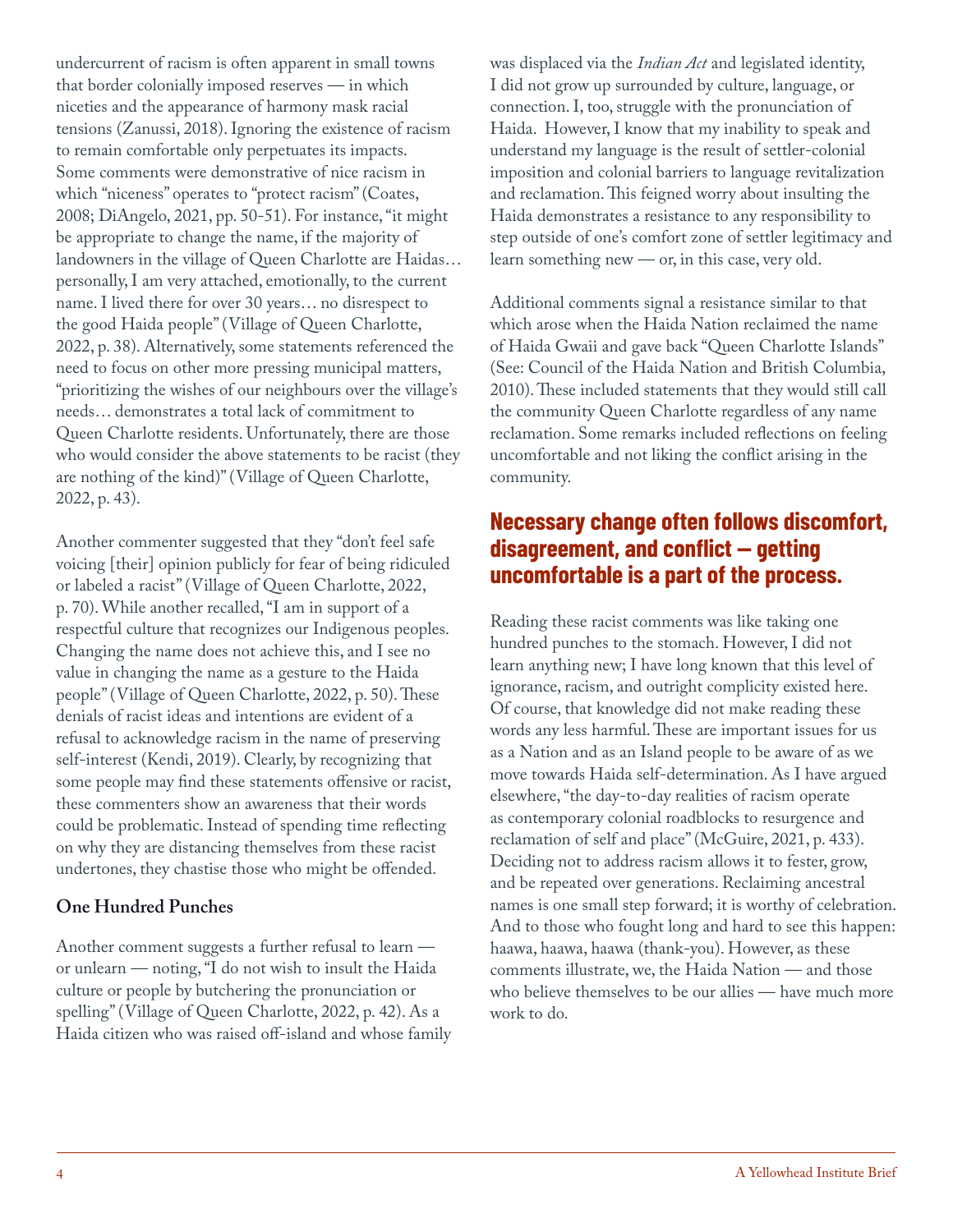undercurrent of racism is often apparent in small towns that border colonially imposed reserves — in which niceties and the appearance of harmony mask racial tensions (Zanussi, 2018). Ignoring the existence of racism to remain comfortable only perpetuates its impacts. Some comments were demonstrative of nice racism in which "niceness" operates to "protect racism" (Coates, 2008; DiAngelo, 2021, pp. 50-51). For instance, "it might be appropriate to change the name, if the majority of landowners in the village of Queen Charlotte are Haidas… personally, I am very attached, emotionally, to the current name. I lived there for over 30 years… no disrespect to the good Haida people" (Village of Queen Charlotte, 2022, p. 38). Alternatively, some statements referenced the need to focus on other more pressing municipal matters, "prioritizing the wishes of our neighbours over the village's needs… demonstrates a total lack of commitment to Queen Charlotte residents. Unfortunately, there are those who would consider the above statements to be racist (they are nothing of the kind)" (Village of Queen Charlotte, 2022, p. 43).

Another commenter suggested that they "don't feel safe voicing [their] opinion publicly for fear of being ridiculed or labeled a racist" (Village of Queen Charlotte, 2022, p. 70). While another recalled, "I am in support of a respectful culture that recognizes our Indigenous peoples. Changing the name does not achieve this, and I see no value in changing the name as a gesture to the Haida people" (Village of Queen Charlotte, 2022, p. 50). These denials of racist ideas and intentions are evident of a refusal to acknowledge racism in the name of preserving self-interest (Kendi, 2019). Clearly, by recognizing that some people may find these statements offensive or racist, these commenters show an awareness that their words could be problematic. Instead of spending time reflecting on why they are distancing themselves from these racist undertones, they chastise those who might be offended.

### One Hundred Punches

Another comment suggests a further refusal to learn — or unlearn — noting, "I do not wish to insult the Haida culture or people by butchering the pronunciation or spelling" (Village of Queen Charlotte, 2022, p. 42). As a Haida citizen who was raised off-island and whose family was displaced via the *Indian Act* and legislated identity, I did not grow up surrounded by culture, language, or connection. I, too, struggle with the pronunciation of Haida. However, I know that my inability to speak and understand my language is the result of settler-colonial imposition and colonial barriers to language revitalization and reclamation. This feigned worry about insulting the Haida demonstrates a resistance to any responsibility to step outside of one's comfort zone of settler legitimacy and learn something new — or, in this case, very old.

Additional comments signal a resistance similar to that which arose when the Haida Nation reclaimed the name of Haida Gwaii and gave back "Queen Charlotte Islands" (See: Council of the Haida Nation and British Columbia, 2010). These included statements that they would still call the community Queen Charlotte regardless of any name reclamation. Some remarks included reflections on feeling uncomfortable and not liking the conflict arising in the community.

## Necessary change often follows discomfort, disagreement, and conflict – getting uncomfortable is a part of the process.

Reading these racist comments was like taking one hundred punches to the stomach. However, I did not learn anything new; I have long known that this level of ignorance, racism, and outright complicity existed here. Of course, that knowledge did not make reading these words any less harmful. These are important issues for us as a Nation and as an Island people to be aware of as we move towards Haida self-determination. As I have argued elsewhere, "the day-to-day realities of racism operate as contemporary colonial roadblocks to resurgence and reclamation of self and place" (McGuire, 2021, p. 433). Deciding not to address racism allows it to fester, grow, and be repeated over generations. Reclaiming ancestral names is one small step forward; it is worthy of celebration. And to those who fought long and hard to see this happen: haawa, haawa, haawa (thank-you). However, as these comments illustrate, we, the Haida Nation — and those who believe themselves to be our allies — have much more work to do.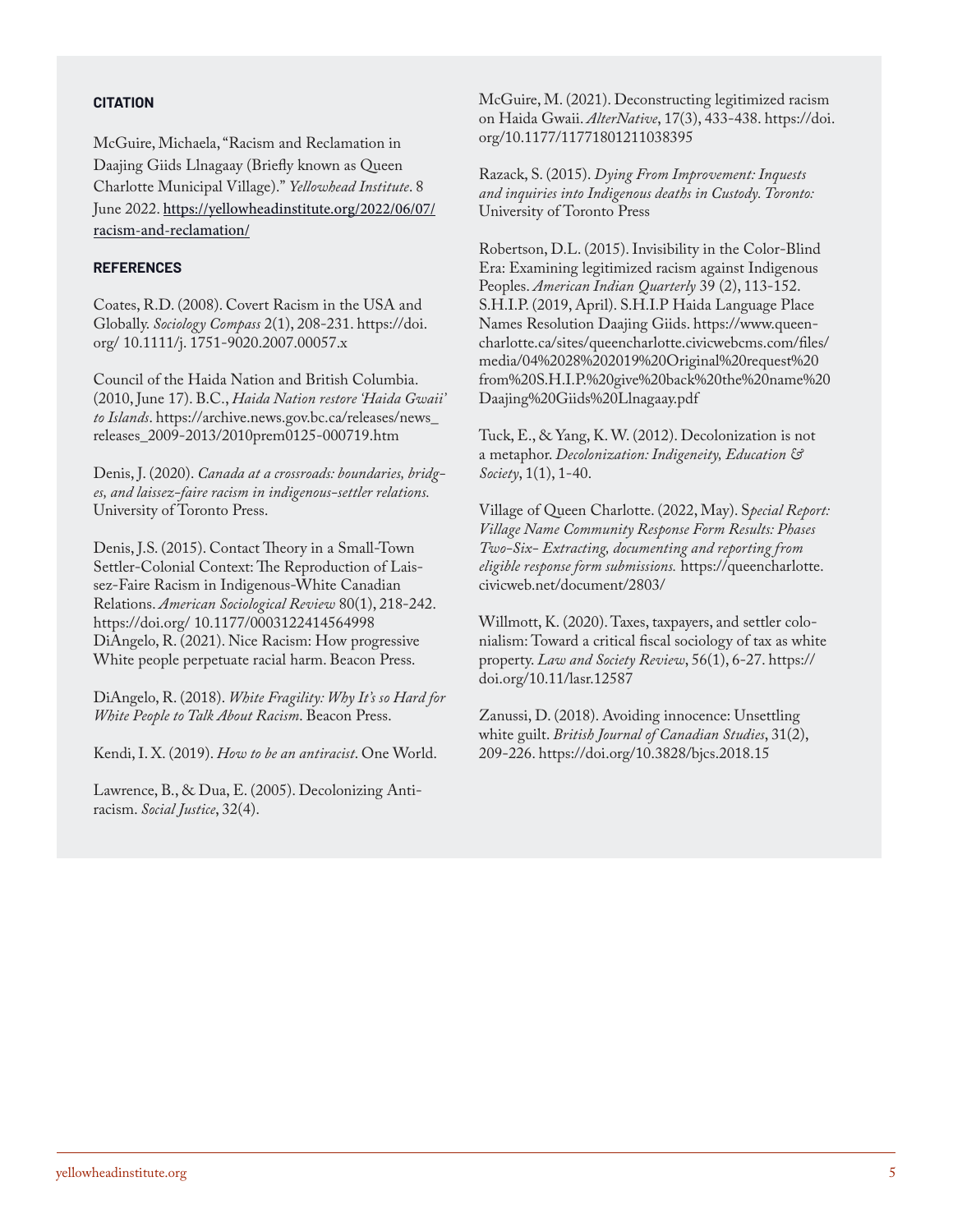## CITATION

McGuire, Michaela, "Racism and Reclamation in Daajing Giids Llnagaay (Briefly known as Queen Charlotte Municipal Village)." *Yellowhead Institute*. 8 June 2022. [https://yellowheadinstitute.org/2022/06/07/racism-and-reclamation/](https://yellowheadinstitute.org/2022/06/07/racism-and-reclamation/)

## REFERENCES

Coates, R.D. (2008). Covert Racism in the USA and Globally. *Sociology Compass* 2(1), 208-231. https://doi.org/ 10.1111/j. 1751-9020.2007.00057.x

Council of the Haida Nation and British Columbia. (2010, June 17). B.C., *Haida Nation restore 'Haida Gwaii' to Islands*. https://archive.news.gov.bc.ca/releases/news_releases_2009-2013/2010prem0125-000719.htm

Denis, J. (2020). *Canada at a crossroads: boundaries, bridges, and laissez-faire racism in indigenous-settler relations.* University of Toronto Press.

Denis, J.S. (2015). Contact Theory in a Small-Town Settler-Colonial Context: The Reproduction of Laissez-Faire Racism in Indigenous-White Canadian Relations. *American Sociological Review* 80(1), 218-242. https://doi.org/ 10.1177/0003122414564998

DiAngelo, R. (2021). Nice Racism: How progressive White people perpetuate racial harm. Beacon Press.

DiAngelo, R. (2018). *White Fragility: Why It's so Hard for White People to Talk About Racism*. Beacon Press.

Kendi, I. X. (2019). *How to be an antiracist*. One World.

Lawrence, B., & Dua, E. (2005). Decolonizing Antiracism. *Social Justice*, 32(4).

McGuire, M. (2021). Deconstructing legitimized racism on Haida Gwaii. *AlterNative*, 17(3), 433-438. https://doi.org/10.1177/11771801211038395

Razack, S. (2015). *Dying From Improvement: Inquests and inquiries into Indigenous deaths in Custody. Toronto:* University of Toronto Press

Robertson, D.L. (2015). Invisibility in the Color-Blind Era: Examining legitimized racism against Indigenous Peoples. *American Indian Quarterly* 39 (2), 113-152.

S.H.I.P. (2019, April). S.H.I.P Haida Language Place Names Resolution Daajing Giids. https://www.queen-charlotte.ca/sites/queencharlotte.civicwebcms.com/files/media/04%2028%202019%20Original%20request%20from%20S.H.I.P.%20give%20back%20the%20name%20Daajing%20Giids%20Llnagaay.pdf

Tuck, E., & Yang, K. W. (2012). Decolonization is not a metaphor. *Decolonization: Indigeneity, Education & Society*, 1(1), 1-40.

Village of Queen Charlotte. (2022, May). S*pecial Report: Village Name Community Response Form Results: Phases Two-Six- Extracting, documenting and reporting from eligible response form submissions.* https://queencharlotte.civicweb.net/document/2803/

Willmott, K. (2020). Taxes, taxpayers, and settler colonialism: Toward a critical fiscal sociology of tax as white property. *Law and Society Review*, 56(1), 6-27. https://doi.org/10.11/lasr.12587

Zanussi, D. (2018). Avoiding innocence: Unsettling white guilt. *British Journal of Canadian Studies*, 31(2), 209-226. https://doi.org/10.3828/bjcs.2018.15